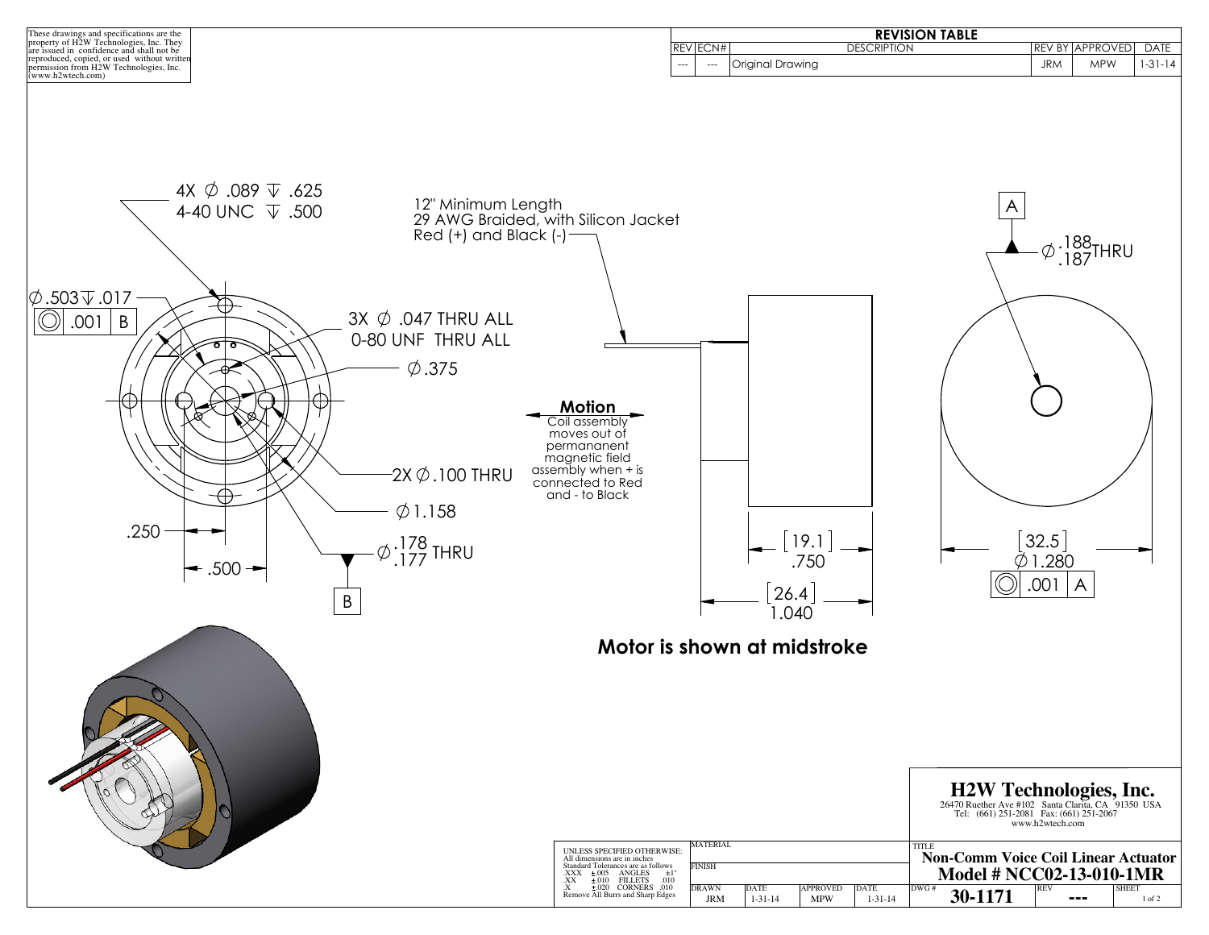These drawings and specifications are the property of H2W Technologies, Inc. They are issued in confidence and shall not be reproduced, copied, or used without written permission from H2W Technologies, Inc. (www.h2wtech.com)

## REVISION TABLE

| REV | ECN# | DESCRIPTION | REV BY | APPROVED | DATE |
|---|---|---|---|---|---|
| --- | --- | Original Drawing | JRM | MPW | 1-31-14 |

4X ∅ .089 ↧ .625
4-40 UNC ↧ .500

12" Minimum Length
29 AWG Braided, with Silicon Jacket
Red (+) and Black (-)

∅.503 ↧ .017
◎ .001 B

3X ∅ .047 THRU ALL
0-80 UNF THRU ALL

∅.375

**Motion**
Coil assembly moves out of permananent magnetic field assembly when + is connected to Red and - to Black

2X ∅.100 THRU

∅1.158

.250

.500

∅ .178/.177 THRU

B

[19.1]
.750

[26.4]
1.040

A

∅ .188/.187 THRU

[32.5]
∅1.280
◎ .001 A

**Motor is shown at midstroke**

## H2W Technologies, Inc.

26470 Ruether Ave #102 Santa Clarita, CA 91350 USA
Tel: (661) 251-2081 Fax: (661) 251-2067
www.h2wtech.com

UNLESS SPECIFIED OTHERWISE:
All dimensions are in inches
Standard Tolerances are as follows
.XXX ±.005 ANGLES ±1°
.XX ±.010 FILLETS .010
.X ±.020 CORNERS .010
Remove All Burrs and Sharp Edges

MATERIAL

FINISH

| DRAWN | DATE | APPROVED | DATE |
|---|---|---|---|
| JRM | 1-31-14 | MPW | 1-31-14 |

TITLE
**Non-Comm Voice Coil Linear Actuator**
**Model # NCC02-13-010-1MR**

| DWG # | REV | SHEET |
|---|---|---|
| 30-1171 | --- | 1 of 2 |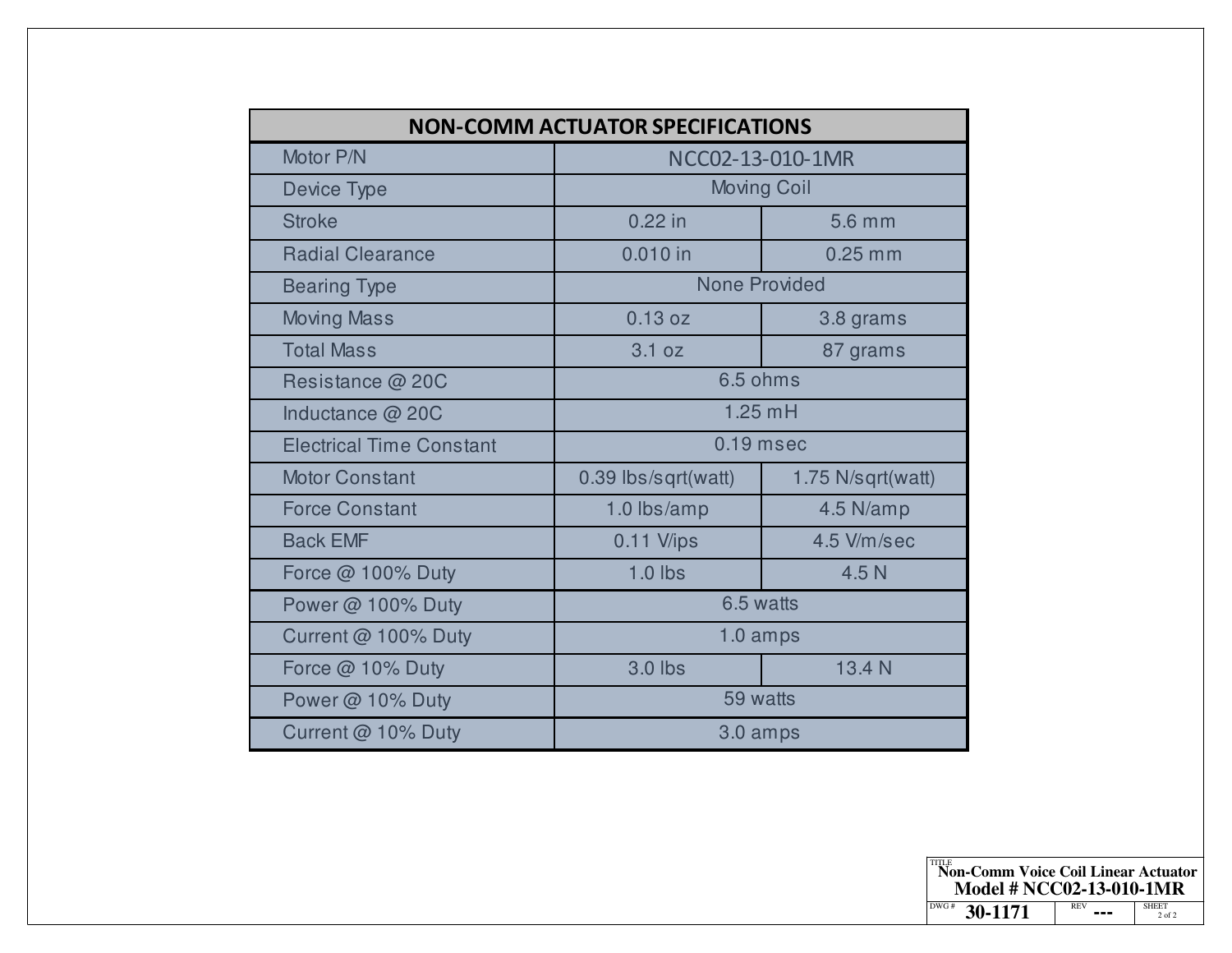| NON-COMM ACTUATOR SPECIFICATIONS | | |
|---|---|---|
| Motor P/N | NCC02-13-010-1MR | |
| Device Type | Moving Coil | |
| Stroke | 0.22 in | 5.6 mm |
| Radial Clearance | 0.010 in | 0.25 mm |
| Bearing Type | None Provided | |
| Moving Mass | 0.13 oz | 3.8 grams |
| Total Mass | 3.1 oz | 87 grams |
| Resistance @ 20C | 6.5 ohms | |
| Inductance @ 20C | 1.25 mH | |
| Electrical Time Constant | 0.19 msec | |
| Motor Constant | 0.39 lbs/sqrt(watt) | 1.75 N/sqrt(watt) |
| Force Constant | 1.0 lbs/amp | 4.5 N/amp |
| Back EMF | 0.11 V/ips | 4.5 V/m/sec |
| Force @ 100% Duty | 1.0 lbs | 4.5 N |
| Power @ 100% Duty | 6.5 watts | |
| Current @ 100% Duty | 1.0 amps | |
| Force @ 10% Duty | 3.0 lbs | 13.4 N |
| Power @ 10% Duty | 59 watts | |
| Current @ 10% Duty | 3.0 amps | |

TITLE: Non-Comm Voice Coil Linear Actuator
Model # NCC02-13-010-1MR

DWG # 30-1171 | REV --- | SHEET 2 of 2